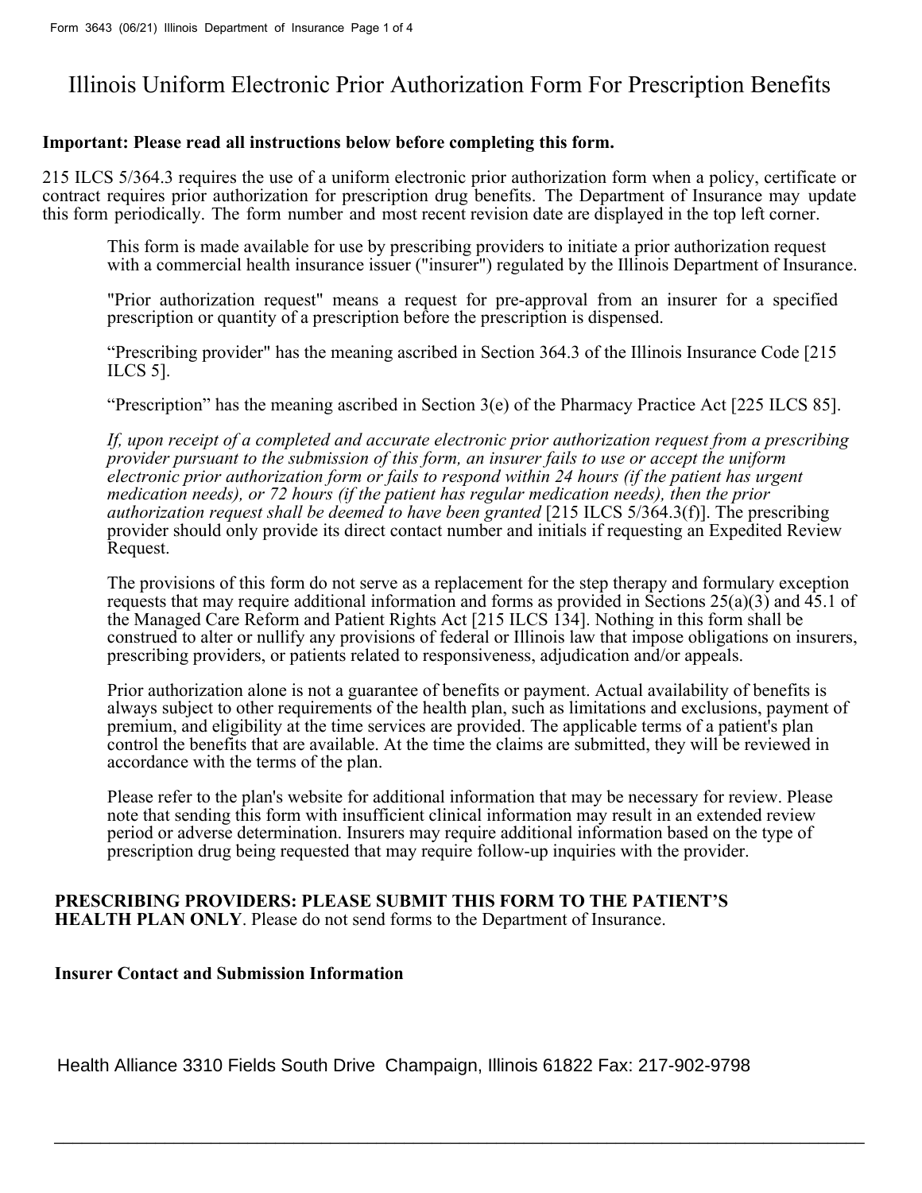# Illinois Uniform Electronic Prior Authorization Form For Prescription Benefits

**Important: Please read all instructions below before completing this form.**

215 ILCS 5/364.3 requires the use of a uniform electronic prior authorization form when a policy, certificate or contract requires prior authorization for prescription drug benefits. The Department of Insurance may update this form periodically. The form number and most recent revision date are displayed in the top left corner.

This form is made available for use by prescribing providers to initiate a prior authorization request with a commercial health insurance issuer ("insurer") regulated by the Illinois Department of Insurance.

"Prior authorization request" means a request for pre-approval from an insurer for a specified prescription or quantity of a prescription before the prescription is dispensed.

"Prescribing provider" has the meaning ascribed in Section 364.3 of the Illinois Insurance Code [215 ILCS 5].

"Prescription" has the meaning ascribed in Section 3(e) of the Pharmacy Practice Act [225 ILCS 85].

*If, upon receipt of a completed and accurate electronic prior authorization request from a prescribing provider pursuant to the submission of this form, an insurer fails to use or accept the uniform electronic prior authorization form or fails to respond within 24 hours (if the patient has urgent medication needs), or 72 hours (if the patient has regular medication needs), then the prior authorization request shall be deemed to have been granted* [215 ILCS 5/364.3(f)]. The prescribing provider should only provide its direct contact number and initials if requesting an Expedited Review Request.

The provisions of this form do not serve as a replacement for the step therapy and formulary exception requests that may require additional information and forms as provided in Sections 25(a)(3) and 45.1 of the Managed Care Reform and Patient Rights Act [215 ILCS 134]. Nothing in this form shall be construed to alter or nullify any provisions of federal or Illinois law that impose obligations on insurers, prescribing providers, or patients related to responsiveness, adjudication and/or appeals.

Prior authorization alone is not a guarantee of benefits or payment. Actual availability of benefits is always subject to other requirements of the health plan, such as limitations and exclusions, payment of premium, and eligibility at the time services are provided. The applicable terms of a patient's plan control the benefits that are available. At the time the claims are submitted, they will be reviewed in accordance with the terms of the plan.

Please refer to the plan's website for additional information that may be necessary for review. Please note that sending this form with insufficient clinical information may result in an extended review period or adverse determination. Insurers may require additional information based on the type of prescription drug being requested that may require follow-up inquiries with the provider.

**PRESCRIBING PROVIDERS: PLEASE SUBMIT THIS FORM TO THE PATIENT'S HEALTH PLAN ONLY**. Please do not send forms to the Department of Insurance.

**Insurer Contact and Submission Information**

Health Alliance 3310 Fields South Drive Champaign, Illinois 61822 Fax: 217-902-9798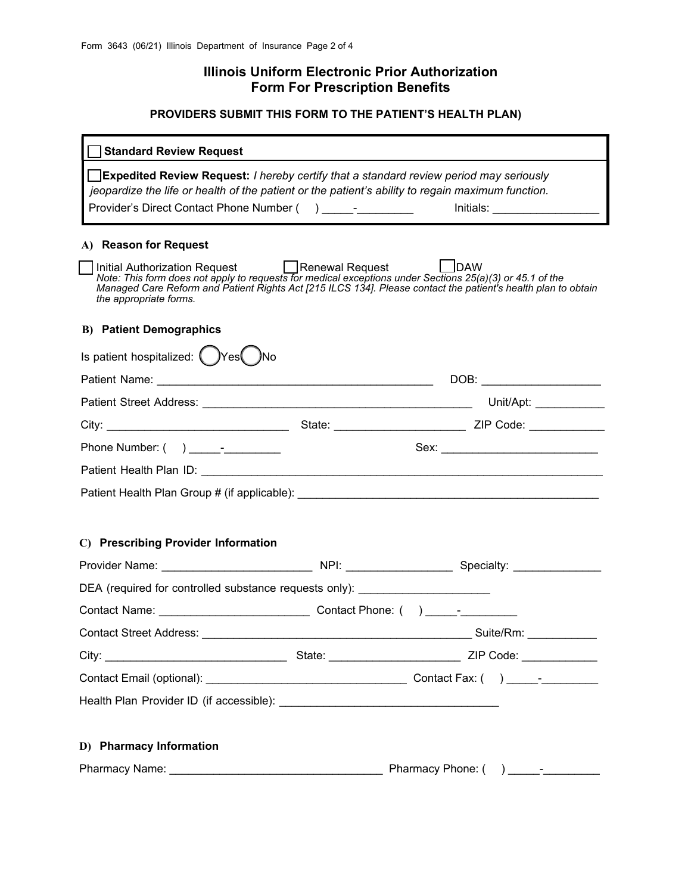# Illinois Uniform Electronic Prior Authorization Form For Prescription Benefits

**PROVIDERS SUBMIT THIS FORM TO THE PATIENT'S HEALTH PLAN)**

☐ **Standard Review Request**

☐ **Expedited Review Request:** *I hereby certify that a standard review period may seriously jeopardize the life or health of the patient or the patient's ability to regain maximum function.*

Provider's Direct Contact Phone Number (     ) _____-_________ Initials: _________________

### A) Reason for Request

☐ Initial Authorization Request ☐ Renewal Request ☐ DAW

*Note: This form does not apply to requests for medical exceptions under Sections 25(a)(3) or 45.1 of the Managed Care Reform and Patient Rights Act [215 ILCS 134]. Please contact the patient's health plan to obtain the appropriate forms.*

### B) Patient Demographics

Is patient hospitalized: ◯ Yes ◯ No

Patient Name: ____________________________________________ DOB: ___________________

Patient Street Address: ___________________________________________ Unit/Apt: ___________

City: ____________________________ State: ____________________ ZIP Code: ____________

Phone Number: (     ) _____-_________ Sex: _________________________

Patient Health Plan ID: _________________________________________________________________

Patient Health Plan Group # (if applicable): _______________________________________________

### C) Prescribing Provider Information

Provider Name: ________________________ NPI: ________________ Specialty: ______________

DEA (required for controlled substance requests only): ____________________

Contact Name: _______________________ Contact Phone: (     ) _____-_________

Contact Street Address: ___________________________________________ Suite/Rm: ___________

City: ____________________________ State: ____________________ ZIP Code: ____________

Contact Email (optional): _______________________________ Contact Fax: (     ) _____-_________

Health Plan Provider ID (if accessible): __________________________________

### D) Pharmacy Information

Pharmacy Name: _________________________________ Pharmacy Phone: (     ) _____-_________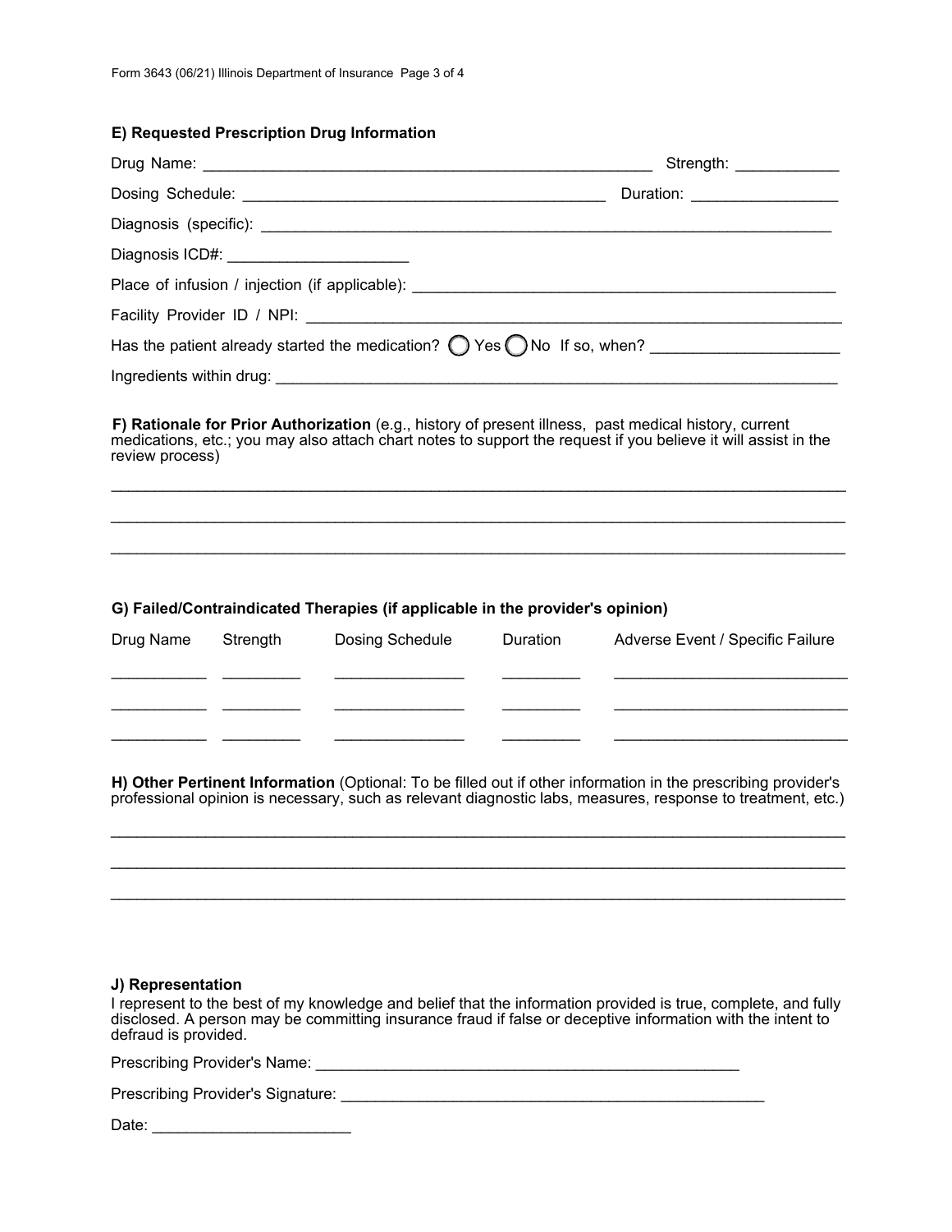### E) Requested Prescription Drug Information

Drug Name: ______________________________________________________ Strength: ____________

Dosing Schedule: ____________________________________________ Duration: _________________

Diagnosis (specific): ____________________________________________________________________

Diagnosis ICD#: _____________________

Place of infusion / injection (if applicable): __________________________________________________

Facility Provider ID / NPI: ______________________________________________________________

Has the patient already started the medication? ◯ Yes ◯ No If so, when? _____________________

Ingredients within drug: __________________________________________________________________

**F) Rationale for Prior Authorization** (e.g., history of present illness, past medical history, current medications, etc.; you may also attach chart notes to support the request if you believe it will assist in the review process)

_____________________________________________________________________________________

_____________________________________________________________________________________

_____________________________________________________________________________________

### G) Failed/Contraindicated Therapies (if applicable in the provider's opinion)

| Drug Name | Strength | Dosing Schedule | Duration | Adverse Event / Specific Failure |
|---|---|---|---|---|
| | | | | |
| | | | | |
| | | | | |

**H) Other Pertinent Information** (Optional: To be filled out if other information in the prescribing provider's professional opinion is necessary, such as relevant diagnostic labs, measures, response to treatment, etc.)

_____________________________________________________________________________________

_____________________________________________________________________________________

_____________________________________________________________________________________

### J) Representation

I represent to the best of my knowledge and belief that the information provided is true, complete, and fully disclosed. A person may be committing insurance fraud if false or deceptive information with the intent to defraud is provided.

Prescribing Provider's Name: __________________________________________________

Prescribing Provider's Signature: __________________________________________________

Date: _______________________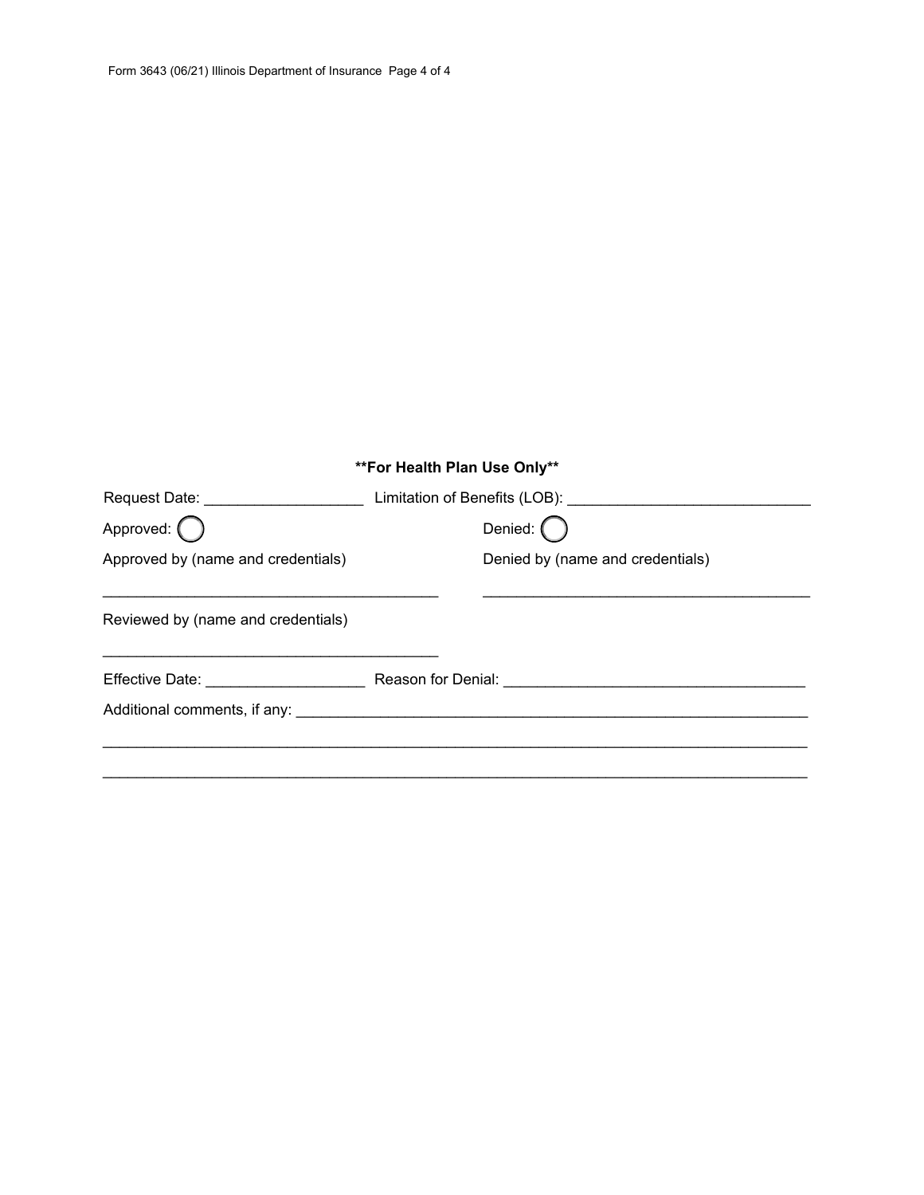**For Health Plan Use Only**

Request Date: __________________ Limitation of Benefits (LOB): ____________________________

Approved: ◯ Denied: ◯

Approved by (name and credentials) Denied by (name and credentials)

______________________________________ ______________________________________

Reviewed by (name and credentials)

______________________________________

Effective Date: __________________ Reason for Denial: __________________________________

Additional comments, if any: ___________________________________________________________

________________________________________________________________________________

________________________________________________________________________________